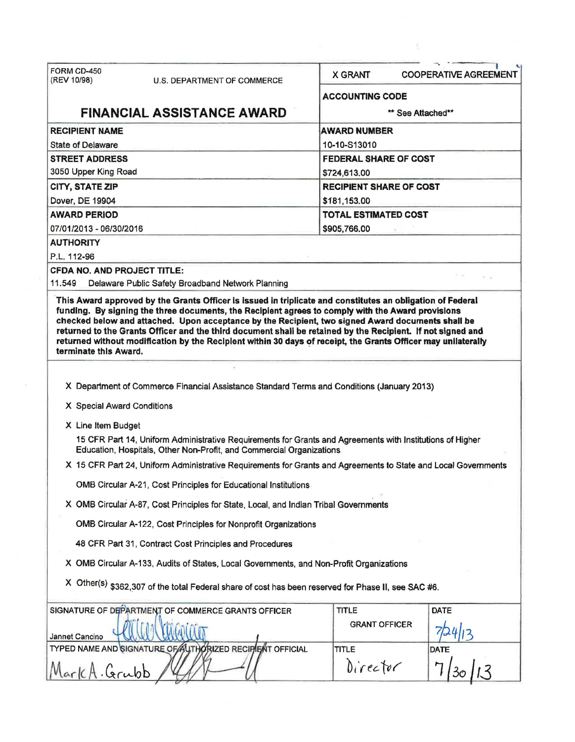| FORM CD-450 (REV 10/98) U.S. DEPARTMENT OF COMMERCE | X GRANT COOPERATIVE AGREEMENT |
|---|---|
| **FINANCIAL ASSISTANCE AWARD** | **ACCOUNTING CODE** ** See Attached** |
| **RECIPIENT NAME** State of Delaware | **AWARD NUMBER** 10-10-S13010 |
| **STREET ADDRESS** 3050 Upper King Road | **FEDERAL SHARE OF COST** $724,613.00 |
| **CITY, STATE ZIP** Dover, DE 19904 | **RECIPIENT SHARE OF COST** $181,153.00 |
| **AWARD PERIOD** 07/01/2013 - 06/30/2016 | **TOTAL ESTIMATED COST** $905,766.00 |

**AUTHORITY**

P.L. 112-96

**CFDA NO. AND PROJECT TITLE:**

11.549 Delaware Public Safety Broadband Network Planning

**This Award approved by the Grants Officer is issued in triplicate and constitutes an obligation of Federal funding. By signing the three documents, the Recipient agrees to comply with the Award provisions checked below and attached. Upon acceptance by the Recipient, two signed Award documents shall be returned to the Grants Officer and the third document shall be retained by the Recipient. If not signed and returned without modification by the Recipient within 30 days of receipt, the Grants Officer may unilaterally terminate this Award.**

- X Department of Commerce Financial Assistance Standard Terms and Conditions (January 2013)
- X Special Award Conditions
- X Line Item Budget
- 15 CFR Part 14, Uniform Administrative Requirements for Grants and Agreements with Institutions of Higher Education, Hospitals, Other Non-Profit, and Commercial Organizations
- X 15 CFR Part 24, Uniform Administrative Requirements for Grants and Agreements to State and Local Governments
- OMB Circular A-21, Cost Principles for Educational Institutions
- X OMB Circular A-87, Cost Principles for State, Local, and Indian Tribal Governments
- OMB Circular A-122, Cost Principles for Nonprofit Organizations
- 48 CFR Part 31, Contract Cost Principles and Procedures
- X OMB Circular A-133, Audits of States, Local Governments, and Non-Profit Organizations
- X Other(s) $362,307 of the total Federal share of cost has been reserved for Phase II, see SAC #6.

| SIGNATURE OF DEPARTMENT OF COMMERCE GRANTS OFFICER | TITLE | DATE |
|---|---|---|
| Jannet Cancino [signature] | GRANT OFFICER | 7/24/13 |
| **TYPED NAME AND SIGNATURE OF AUTHORIZED RECIPIENT OFFICIAL** | **TITLE** | **DATE** |
| Mark A. Grubb [signature] | Director | 7/30/13 |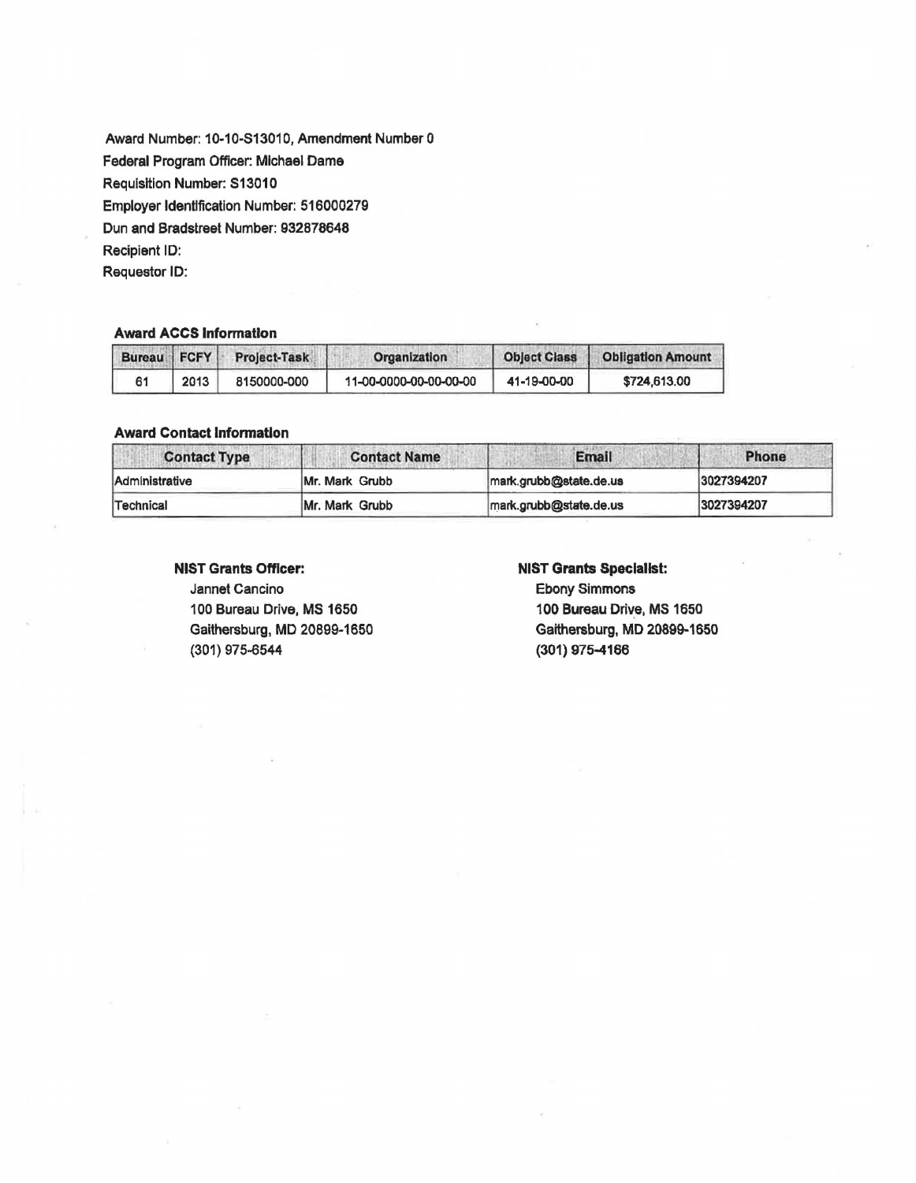Award Number: 10-10-S13010, Amendment Number 0
Federal Program Officer: Michael Dame
Requisition Number: S13010
Employer Identification Number: 516000279
Dun and Bradstreet Number: 932878648
Recipient ID:
Requestor ID:

**Award ACCS Information**

| Bureau | FCFY | Project-Task | Organization | Object Class | Obligation Amount |
|---|---|---|---|---|---|
| 61 | 2013 | 8150000-000 | 11-00-0000-00-00-00-00 | 41-19-00-00 | $724,613.00 |

**Award Contact Information**

| Contact Type | Contact Name | Email | Phone |
|---|---|---|---|
| Administrative | Mr. Mark Grubb | mark.grubb@state.de.us | 3027394207 |
| Technical | Mr. Mark Grubb | mark.grubb@state.de.us | 3027394207 |

**NIST Grants Officer:**
Jannet Cancino
100 Bureau Drive, MS 1650
Gaithersburg, MD 20899-1650
(301) 975-6544

**NIST Grants Specialist:**
Ebony Simmons
100 Bureau Drive, MS 1650
Gaithersburg, MD 20899-1650
(301) 975-4166